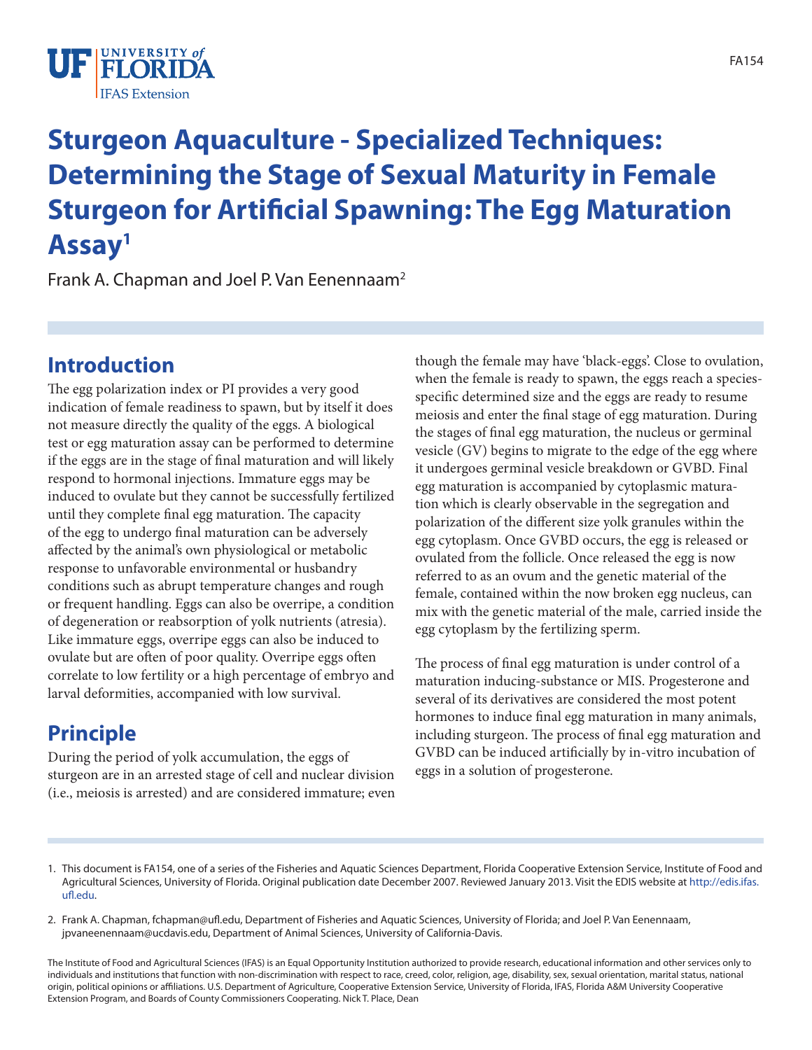FA154

# Sturgeon Aquaculture - Specialized Techniques: Determining the Stage of Sexual Maturity in Female Sturgeon for Artificial Spawning: The Egg Maturation Assay[1]

Frank A. Chapman and Joel P. Van Eenennaam[2]

## Introduction

The egg polarization index or PI provides a very good indication of female readiness to spawn, but by itself it does not measure directly the quality of the eggs. A biological test or egg maturation assay can be performed to determine if the eggs are in the stage of final maturation and will likely respond to hormonal injections. Immature eggs may be induced to ovulate but they cannot be successfully fertilized until they complete final egg maturation. The capacity of the egg to undergo final maturation can be adversely affected by the animal's own physiological or metabolic response to unfavorable environmental or husbandry conditions such as abrupt temperature changes and rough or frequent handling. Eggs can also be overripe, a condition of degeneration or reabsorption of yolk nutrients (atresia). Like immature eggs, overripe eggs can also be induced to ovulate but are often of poor quality. Overripe eggs often correlate to low fertility or a high percentage of embryo and larval deformities, accompanied with low survival.

## Principle

During the period of yolk accumulation, the eggs of sturgeon are in an arrested stage of cell and nuclear division (i.e., meiosis is arrested) and are considered immature; even though the female may have 'black-eggs'. Close to ovulation, when the female is ready to spawn, the eggs reach a species-specific determined size and the eggs are ready to resume meiosis and enter the final stage of egg maturation. During the stages of final egg maturation, the nucleus or germinal vesicle (GV) begins to migrate to the edge of the egg where it undergoes germinal vesicle breakdown or GVBD. Final egg maturation is accompanied by cytoplasmic maturation which is clearly observable in the segregation and polarization of the different size yolk granules within the egg cytoplasm. Once GVBD occurs, the egg is released or ovulated from the follicle. Once released the egg is now referred to as an ovum and the genetic material of the female, contained within the now broken egg nucleus, can mix with the genetic material of the male, carried inside the egg cytoplasm by the fertilizing sperm.

The process of final egg maturation is under control of a maturation inducing-substance or MIS. Progesterone and several of its derivatives are considered the most potent hormones to induce final egg maturation in many animals, including sturgeon. The process of final egg maturation and GVBD can be induced artificially by in-vitro incubation of eggs in a solution of progesterone.

1. This document is FA154, one of a series of the Fisheries and Aquatic Sciences Department, Florida Cooperative Extension Service, Institute of Food and Agricultural Sciences, University of Florida. Original publication date December 2007. Reviewed January 2013. Visit the EDIS website at http://edis.ifas.ufl.edu.

2. Frank A. Chapman, fchapman@ufl.edu, Department of Fisheries and Aquatic Sciences, University of Florida; and Joel P. Van Eenennaam, jpvaneenennaam@ucdavis.edu, Department of Animal Sciences, University of California-Davis.

The Institute of Food and Agricultural Sciences (IFAS) is an Equal Opportunity Institution authorized to provide research, educational information and other services only to individuals and institutions that function with non-discrimination with respect to race, creed, color, religion, age, disability, sex, sexual orientation, marital status, national origin, political opinions or affiliations. U.S. Department of Agriculture, Cooperative Extension Service, University of Florida, IFAS, Florida A&M University Cooperative Extension Program, and Boards of County Commissioners Cooperating. Nick T. Place, Dean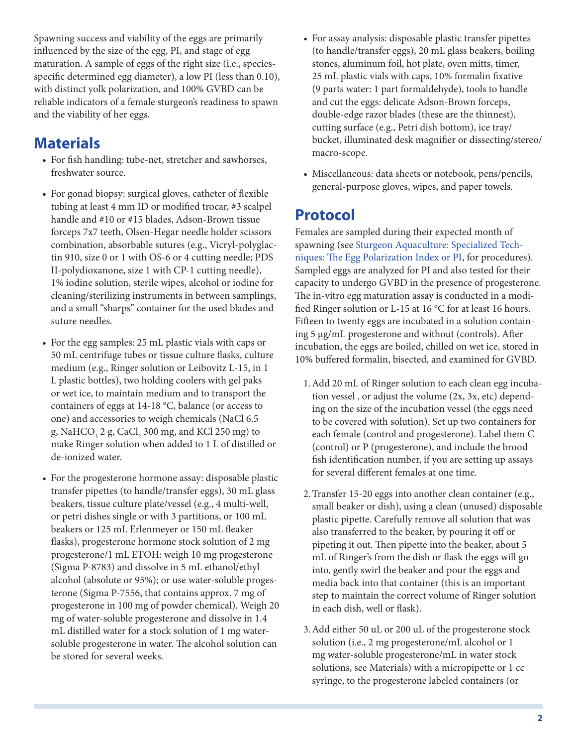Spawning success and viability of the eggs are primarily influenced by the size of the egg, PI, and stage of egg maturation. A sample of eggs of the right size (i.e., species-specific determined egg diameter), a low PI (less than 0.10), with distinct yolk polarization, and 100% GVBD can be reliable indicators of a female sturgeon's readiness to spawn and the viability of her eggs.

## Materials

- For fish handling: tube-net, stretcher and sawhorses, freshwater source.
- For gonad biopsy: surgical gloves, catheter of flexible tubing at least 4 mm ID or modified trocar, #3 scalpel handle and #10 or #15 blades, Adson-Brown tissue forceps 7x7 teeth, Olsen-Hegar needle holder scissors combination, absorbable sutures (e.g., Vicryl-polyglactin 910, size 0 or 1 with OS-6 or 4 cutting needle; PDS II-polydioxanone, size 1 with CP-1 cutting needle), 1% iodine solution, sterile wipes, alcohol or iodine for cleaning/sterilizing instruments in between samplings, and a small "sharps" container for the used blades and suture needles.
- For the egg samples: 25 mL plastic vials with caps or 50 mL centrifuge tubes or tissue culture flasks, culture medium (e.g., Ringer solution or Leibovitz L-15, in 1 L plastic bottles), two holding coolers with gel paks or wet ice, to maintain medium and to transport the containers of eggs at 14-18 °C, balance (or access to one) and accessories to weigh chemicals (NaCl 6.5 g, $NaHCO_3$ 2 g, $CaCl_2$ 300 mg, and KCl 250 mg) to make Ringer solution when added to 1 L of distilled or de-ionized water.
- For the progesterone hormone assay: disposable plastic transfer pipettes (to handle/transfer eggs), 30 mL glass beakers, tissue culture plate/vessel (e.g., 4 multi-well, or petri dishes single or with 3 partitions, or 100 mL beakers or 125 mL Erlenmeyer or 150 mL fleaker flasks), progesterone hormone stock solution of 2 mg progesterone/1 mL ETOH: weigh 10 mg progesterone (Sigma P-8783) and dissolve in 5 mL ethanol/ethyl alcohol (absolute or 95%); or use water-soluble progesterone (Sigma P-7556, that contains approx. 7 mg of progesterone in 100 mg of powder chemical). Weigh 20 mg of water-soluble progesterone and dissolve in 1.4 mL distilled water for a stock solution of 1 mg water-soluble progesterone in water. The alcohol solution can be stored for several weeks.
- For assay analysis: disposable plastic transfer pipettes (to handle/transfer eggs), 20 mL glass beakers, boiling stones, aluminum foil, hot plate, oven mitts, timer, 25 mL plastic vials with caps, 10% formalin fixative (9 parts water: 1 part formaldehyde), tools to handle and cut the eggs: delicate Adson-Brown forceps, double-edge razor blades (these are the thinnest), cutting surface (e.g., Petri dish bottom), ice tray/bucket, illuminated desk magnifier or dissecting/stereo/macro-scope.
- Miscellaneous: data sheets or notebook, pens/pencils, general-purpose gloves, wipes, and paper towels.

## Protocol

Females are sampled during their expected month of spawning (see Sturgeon Aquaculture: Specialized Techniques: The Egg Polarization Index or PI, for procedures). Sampled eggs are analyzed for PI and also tested for their capacity to undergo GVBD in the presence of progesterone. The in-vitro egg maturation assay is conducted in a modified Ringer solution or L-15 at 16 °C for at least 16 hours. Fifteen to twenty eggs are incubated in a solution containing 5 µg/mL progesterone and without (controls). After incubation, the eggs are boiled, chilled on wet ice, stored in 10% buffered formalin, bisected, and examined for GVBD.

1. Add 20 mL of Ringer solution to each clean egg incubation vessel , or adjust the volume (2x, 3x, etc) depending on the size of the incubation vessel (the eggs need to be covered with solution). Set up two containers for each female (control and progesterone). Label them C (control) or P (progesterone), and include the brood fish identification number, if you are setting up assays for several different females at one time.
2. Transfer 15-20 eggs into another clean container (e.g., small beaker or dish), using a clean (unused) disposable plastic pipette. Carefully remove all solution that was also transferred to the beaker, by pouring it off or pipeting it out. Then pipette into the beaker, about 5 mL of Ringer's from the dish or flask the eggs will go into, gently swirl the beaker and pour the eggs and media back into that container (this is an important step to maintain the correct volume of Ringer solution in each dish, well or flask).
3. Add either 50 uL or 200 uL of the progesterone stock solution (i.e., 2 mg progesterone/mL alcohol or 1 mg water-soluble progesterone/mL in water stock solutions, see Materials) with a micropipette or 1 cc syringe, to the progesterone labeled containers (or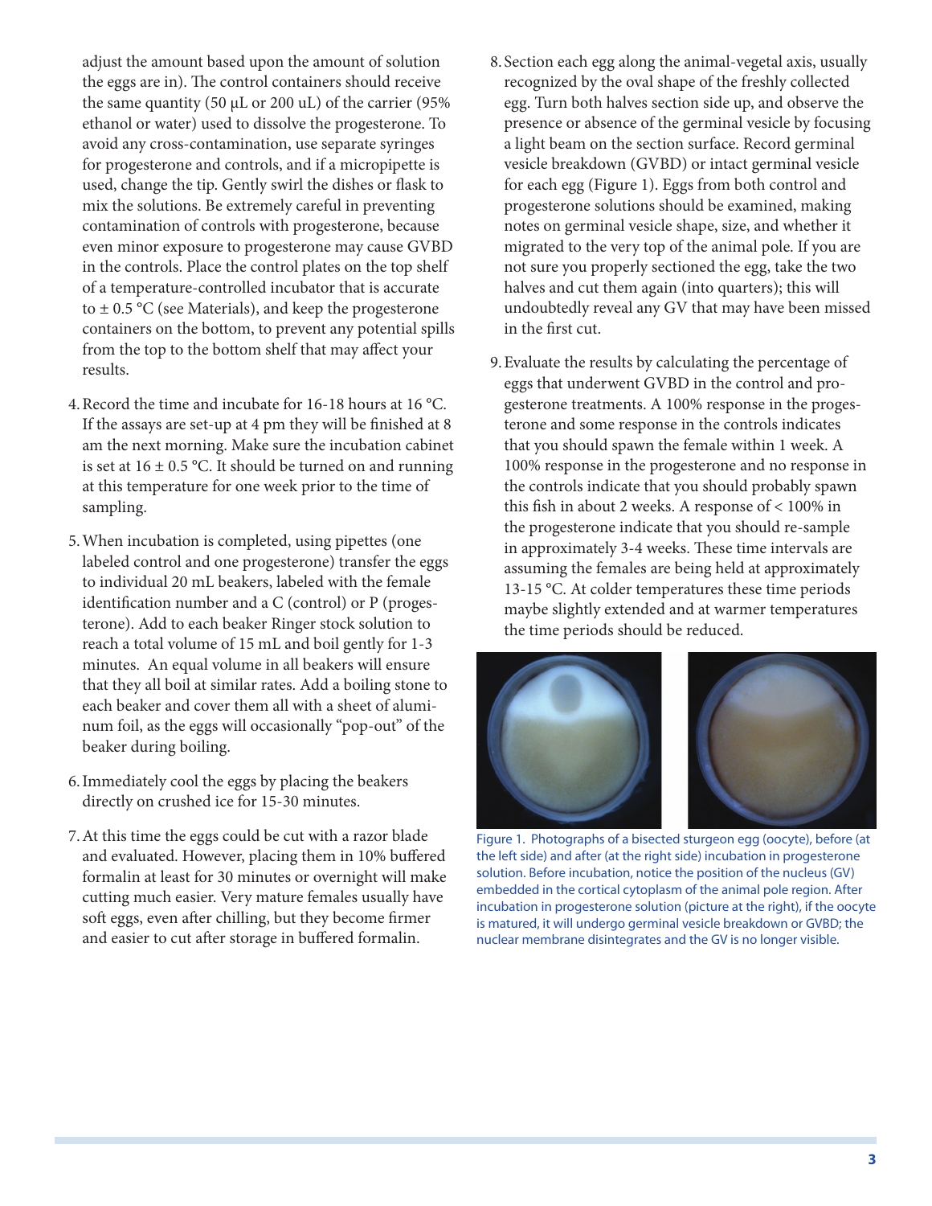adjust the amount based upon the amount of solution the eggs are in). The control containers should receive the same quantity (50 µL or 200 uL) of the carrier (95% ethanol or water) used to dissolve the progesterone. To avoid any cross-contamination, use separate syringes for progesterone and controls, and if a micropipette is used, change the tip. Gently swirl the dishes or flask to mix the solutions. Be extremely careful in preventing contamination of controls with progesterone, because even minor exposure to progesterone may cause GVBD in the controls. Place the control plates on the top shelf of a temperature-controlled incubator that is accurate to ± 0.5 °C (see Materials), and keep the progesterone containers on the bottom, to prevent any potential spills from the top to the bottom shelf that may affect your results.

4. Record the time and incubate for 16-18 hours at 16 °C. If the assays are set-up at 4 pm they will be finished at 8 am the next morning. Make sure the incubation cabinet is set at 16 ± 0.5 °C. It should be turned on and running at this temperature for one week prior to the time of sampling.

5. When incubation is completed, using pipettes (one labeled control and one progesterone) transfer the eggs to individual 20 mL beakers, labeled with the female identification number and a C (control) or P (progesterone). Add to each beaker Ringer stock solution to reach a total volume of 15 mL and boil gently for 1-3 minutes. An equal volume in all beakers will ensure that they all boil at similar rates. Add a boiling stone to each beaker and cover them all with a sheet of aluminum foil, as the eggs will occasionally "pop-out" of the beaker during boiling.

6. Immediately cool the eggs by placing the beakers directly on crushed ice for 15-30 minutes.

7. At this time the eggs could be cut with a razor blade and evaluated. However, placing them in 10% buffered formalin at least for 30 minutes or overnight will make cutting much easier. Very mature females usually have soft eggs, even after chilling, but they become firmer and easier to cut after storage in buffered formalin.

8. Section each egg along the animal-vegetal axis, usually recognized by the oval shape of the freshly collected egg. Turn both halves section side up, and observe the presence or absence of the germinal vesicle by focusing a light beam on the section surface. Record germinal vesicle breakdown (GVBD) or intact germinal vesicle for each egg (Figure 1). Eggs from both control and progesterone solutions should be examined, making notes on germinal vesicle shape, size, and whether it migrated to the very top of the animal pole. If you are not sure you properly sectioned the egg, take the two halves and cut them again (into quarters); this will undoubtedly reveal any GV that may have been missed in the first cut.

9. Evaluate the results by calculating the percentage of eggs that underwent GVBD in the control and progesterone treatments. A 100% response in the progesterone and some response in the controls indicates that you should spawn the female within 1 week. A 100% response in the progesterone and no response in the controls indicate that you should probably spawn this fish in about 2 weeks. A response of < 100% in the progesterone indicate that you should re-sample in approximately 3-4 weeks. These time intervals are assuming the females are being held at approximately 13-15 °C. At colder temperatures these time periods maybe slightly extended and at warmer temperatures the time periods should be reduced.

Figure 1. Photographs of a bisected sturgeon egg (oocyte), before (at the left side) and after (at the right side) incubation in progesterone solution. Before incubation, notice the position of the nucleus (GV) embedded in the cortical cytoplasm of the animal pole region. After incubation in progesterone solution (picture at the right), if the oocyte is matured, it will undergo germinal vesicle breakdown or GVBD; the nuclear membrane disintegrates and the GV is no longer visible.